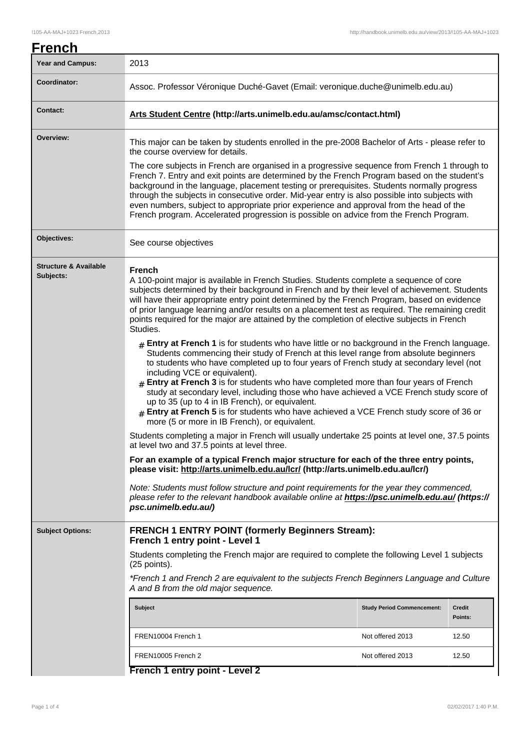# French

| | |
|---|---|
| **Year and Campus:** | 2013 |
| **Coordinator:** | Assoc. Professor Véronique Duché-Gavet (Email: veronique.duche@unimelb.edu.au) |
| **Contact:** | **Arts Student Centre (http://arts.unimelb.edu.au/amsc/contact.html)** |
| **Overview:** | This major can be taken by students enrolled in the pre-2008 Bachelor of Arts - please refer to the course overview for details. The core subjects in French are organised in a progressive sequence from French 1 through to French 7. Entry and exit points are determined by the French Program based on the student's background in the language, placement testing or prerequisites. Students normally progress through the subjects in consecutive order. Mid-year entry is also possible into subjects with even numbers, subject to appropriate prior experience and approval from the head of the French program. Accelerated progression is possible on advice from the French Program. |
| **Objectives:** | See course objectives |

## Structure & Available Subjects:

**French**

A 100-point major is available in French Studies. Students complete a sequence of core subjects determined by their background in French and by their level of achievement. Students will have their appropriate entry point determined by the French Program, based on evidence of prior language learning and/or results on a placement test as required. The remaining credit points required for the major are attained by the completion of elective subjects in French Studies.

- **Entry at French 1** is for students who have little or no background in the French language. Students commencing their study of French at this level range from absolute beginners to students who have completed up to four years of French study at secondary level (not including VCE or equivalent).
- **Entry at French 3** is for students who have completed more than four years of French study at secondary level, including those who have achieved a VCE French study score of up to 35 (up to 4 in IB French), or equivalent.
- **Entry at French 5** is for students who have achieved a VCE French study score of 36 or more (5 or more in IB French), or equivalent.

Students completing a major in French will usually undertake 25 points at level one, 37.5 points at level two and 37.5 points at level three.

**For an example of a typical French major structure for each of the three entry points, please visit: http://arts.unimelb.edu.au/lcr/ (http://arts.unimelb.edu.au/lcr/)**

*Note: Students must follow structure and point requirements for the year they commenced, please refer to the relevant handbook available online at* ***https://psc.unimelb.edu.au/ (https://psc.unimelb.edu.au/)***

## Subject Options:

### FRENCH 1 ENTRY POINT (formerly Beginners Stream):
### French 1 entry point - Level 1

Students completing the French major are required to complete the following Level 1 subjects (25 points).

*\*French 1 and French 2 are equivalent to the subjects French Beginners Language and Culture A and B from the old major sequence.*

| Subject | Study Period Commencement: | Credit Points: |
|---|---|---|
| FREN10004 French 1 | Not offered 2013 | 12.50 |
| FREN10005 French 2 | Not offered 2013 | 12.50 |

### French 1 entry point - Level 2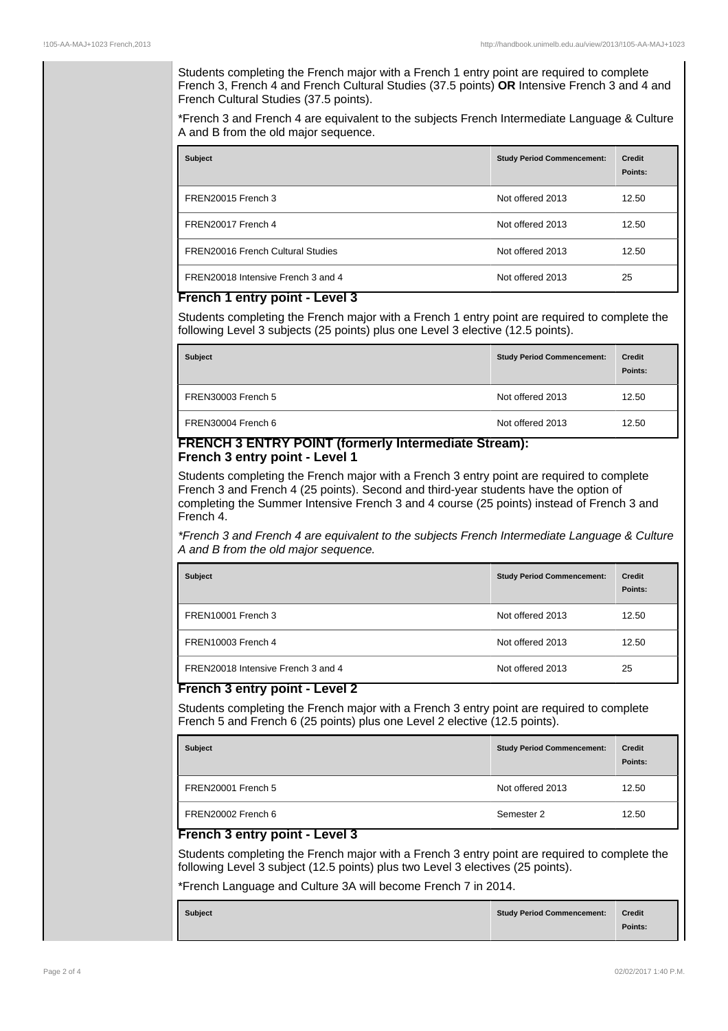Students completing the French major with a French 1 entry point are required to complete French 3, French 4 and French Cultural Studies (37.5 points) **OR** Intensive French 3 and 4 and French Cultural Studies (37.5 points).

*French 3 and French 4 are equivalent to the subjects French Intermediate Language & Culture A and B from the old major sequence.

| Subject | Study Period Commencement: | Credit Points: |
| --- | --- | --- |
| FREN20015 French 3 | Not offered 2013 | 12.50 |
| FREN20017 French 4 | Not offered 2013 | 12.50 |
| FREN20016 French Cultural Studies | Not offered 2013 | 12.50 |
| FREN20018 Intensive French 3 and 4 | Not offered 2013 | 25 |

### French 1 entry point - Level 3

Students completing the French major with a French 1 entry point are required to complete the following Level 3 subjects (25 points) plus one Level 3 elective (12.5 points).

| Subject | Study Period Commencement: | Credit Points: |
| --- | --- | --- |
| FREN30003 French 5 | Not offered 2013 | 12.50 |
| FREN30004 French 6 | Not offered 2013 | 12.50 |

### FRENCH 3 ENTRY POINT (formerly Intermediate Stream):

### French 3 entry point - Level 1

Students completing the French major with a French 3 entry point are required to complete French 3 and French 4 (25 points). Second and third-year students have the option of completing the Summer Intensive French 3 and 4 course (25 points) instead of French 3 and French 4.

*\*French 3 and French 4 are equivalent to the subjects French Intermediate Language & Culture A and B from the old major sequence.*

| Subject | Study Period Commencement: | Credit Points: |
| --- | --- | --- |
| FREN10001 French 3 | Not offered 2013 | 12.50 |
| FREN10003 French 4 | Not offered 2013 | 12.50 |
| FREN20018 Intensive French 3 and 4 | Not offered 2013 | 25 |

### French 3 entry point - Level 2

Students completing the French major with a French 3 entry point are required to complete French 5 and French 6 (25 points) plus one Level 2 elective (12.5 points).

| Subject | Study Period Commencement: | Credit Points: |
| --- | --- | --- |
| FREN20001 French 5 | Not offered 2013 | 12.50 |
| FREN20002 French 6 | Semester 2 | 12.50 |

### French 3 entry point - Level 3

Students completing the French major with a French 3 entry point are required to complete the following Level 3 subject (12.5 points) plus two Level 3 electives (25 points).

*French Language and Culture 3A will become French 7 in 2014.

| Subject | Study Period Commencement: | Credit Points: |
| --- | --- | --- |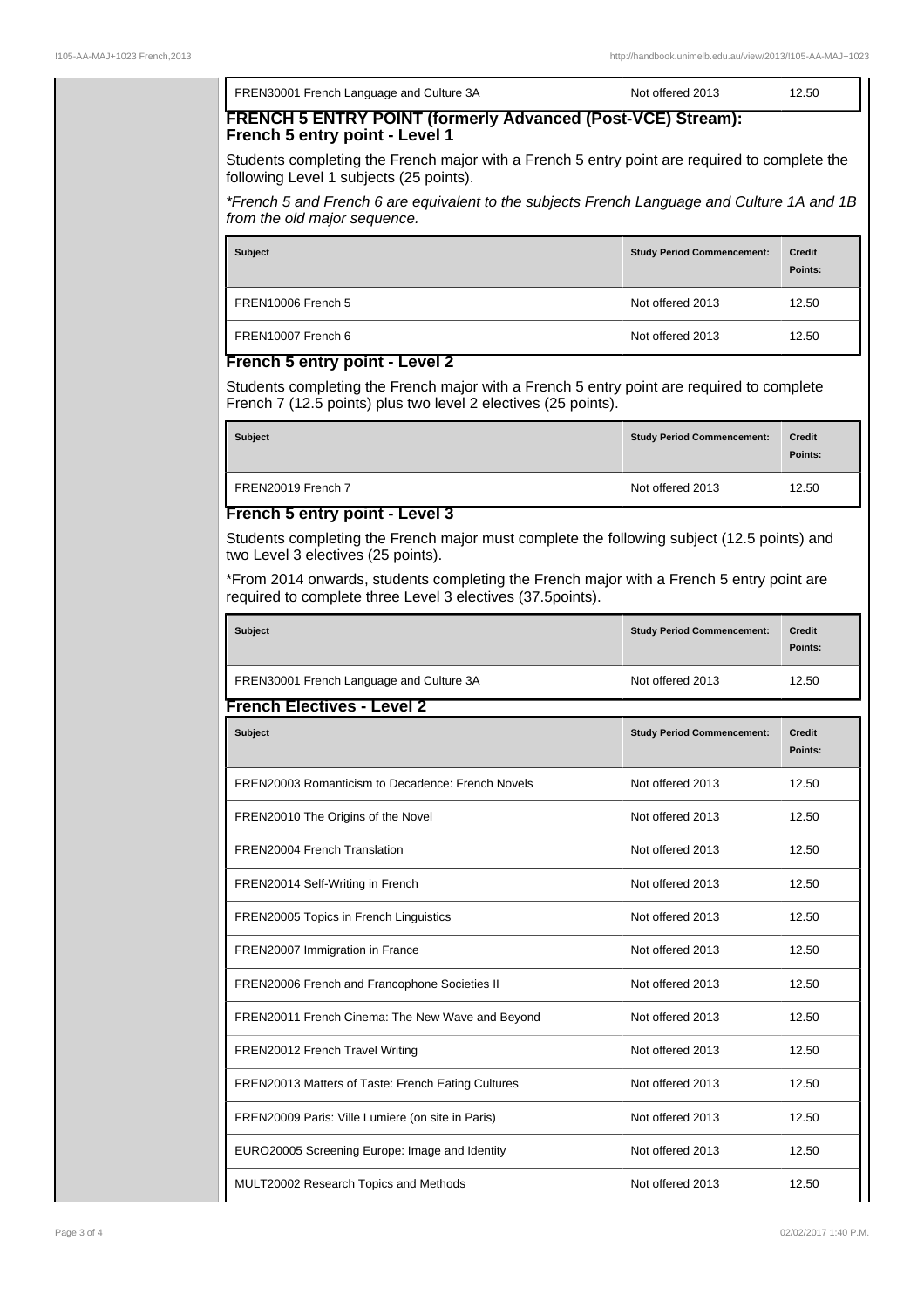| FREN30001 French Language and Culture 3A | Not offered 2013 | 12.50 |
|---|---|---|

## FRENCH 5 ENTRY POINT (formerly Advanced (Post-VCE) Stream): French 5 entry point - Level 1

Students completing the French major with a French 5 entry point are required to complete the following Level 1 subjects (25 points).

*\*French 5 and French 6 are equivalent to the subjects French Language and Culture 1A and 1B from the old major sequence.*

| Subject | Study Period Commencement: | Credit Points: |
|---|---|---|
| FREN10006 French 5 | Not offered 2013 | 12.50 |
| FREN10007 French 6 | Not offered 2013 | 12.50 |

## French 5 entry point - Level 2

Students completing the French major with a French 5 entry point are required to complete French 7 (12.5 points) plus two level 2 electives (25 points).

| Subject | Study Period Commencement: | Credit Points: |
|---|---|---|
| FREN20019 French 7 | Not offered 2013 | 12.50 |

## French 5 entry point - Level 3

Students completing the French major must complete the following subject (12.5 points) and two Level 3 electives (25 points).

*From 2014 onwards, students completing the French major with a French 5 entry point are required to complete three Level 3 electives (37.5points).

| Subject | Study Period Commencement: | Credit Points: |
|---|---|---|
| FREN30001 French Language and Culture 3A | Not offered 2013 | 12.50 |

## French Electives - Level 2

| Subject | Study Period Commencement: | Credit Points: |
|---|---|---|
| FREN20003 Romanticism to Decadence: French Novels | Not offered 2013 | 12.50 |
| FREN20010 The Origins of the Novel | Not offered 2013 | 12.50 |
| FREN20004 French Translation | Not offered 2013 | 12.50 |
| FREN20014 Self-Writing in French | Not offered 2013 | 12.50 |
| FREN20005 Topics in French Linguistics | Not offered 2013 | 12.50 |
| FREN20007 Immigration in France | Not offered 2013 | 12.50 |
| FREN20006 French and Francophone Societies II | Not offered 2013 | 12.50 |
| FREN20011 French Cinema: The New Wave and Beyond | Not offered 2013 | 12.50 |
| FREN20012 French Travel Writing | Not offered 2013 | 12.50 |
| FREN20013 Matters of Taste: French Eating Cultures | Not offered 2013 | 12.50 |
| FREN20009 Paris: Ville Lumiere (on site in Paris) | Not offered 2013 | 12.50 |
| EURO20005 Screening Europe: Image and Identity | Not offered 2013 | 12.50 |
| MULT20002 Research Topics and Methods | Not offered 2013 | 12.50 |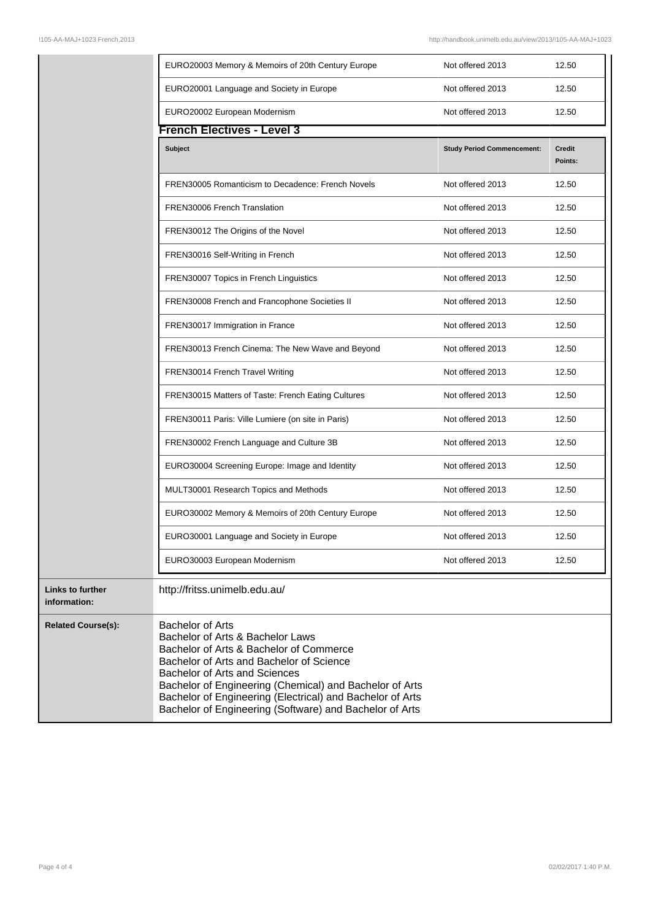| | | |
|---|---|---|
| EURO20003 Memory & Memoirs of 20th Century Europe | Not offered 2013 | 12.50 |
| EURO20001 Language and Society in Europe | Not offered 2013 | 12.50 |
| EURO20002 European Modernism | Not offered 2013 | 12.50 |

### French Electives - Level 3

| Subject | Study Period Commencement: | Credit Points: |
|---|---|---|
| FREN30005 Romanticism to Decadence: French Novels | Not offered 2013 | 12.50 |
| FREN30006 French Translation | Not offered 2013 | 12.50 |
| FREN30012 The Origins of the Novel | Not offered 2013 | 12.50 |
| FREN30016 Self-Writing in French | Not offered 2013 | 12.50 |
| FREN30007 Topics in French Linguistics | Not offered 2013 | 12.50 |
| FREN30008 French and Francophone Societies II | Not offered 2013 | 12.50 |
| FREN30017 Immigration in France | Not offered 2013 | 12.50 |
| FREN30013 French Cinema: The New Wave and Beyond | Not offered 2013 | 12.50 |
| FREN30014 French Travel Writing | Not offered 2013 | 12.50 |
| FREN30015 Matters of Taste: French Eating Cultures | Not offered 2013 | 12.50 |
| FREN30011 Paris: Ville Lumiere (on site in Paris) | Not offered 2013 | 12.50 |
| FREN30002 French Language and Culture 3B | Not offered 2013 | 12.50 |
| EURO30004 Screening Europe: Image and Identity | Not offered 2013 | 12.50 |
| MULT30001 Research Topics and Methods | Not offered 2013 | 12.50 |
| EURO30002 Memory & Memoirs of 20th Century Europe | Not offered 2013 | 12.50 |
| EURO30001 Language and Society in Europe | Not offered 2013 | 12.50 |
| EURO30003 European Modernism | Not offered 2013 | 12.50 |

**Links to further information:** http://fritss.unimelb.edu.au/

**Related Course(s):**

Bachelor of Arts
Bachelor of Arts & Bachelor Laws
Bachelor of Arts & Bachelor of Commerce
Bachelor of Arts and Bachelor of Science
Bachelor of Arts and Sciences
Bachelor of Engineering (Chemical) and Bachelor of Arts
Bachelor of Engineering (Electrical) and Bachelor of Arts
Bachelor of Engineering (Software) and Bachelor of Arts